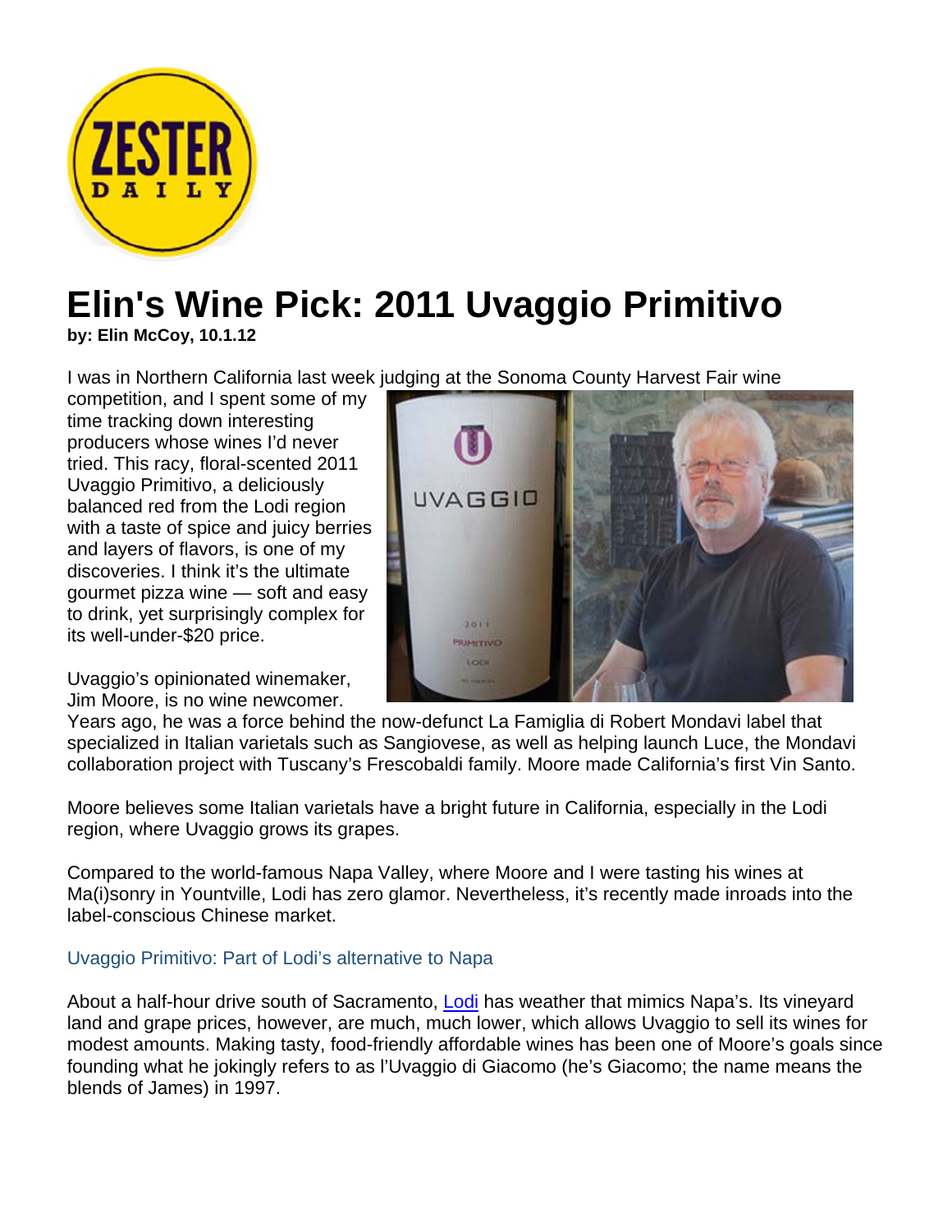# Elin's Wine Pick: 2011 Uvaggio Primitivo

**by: Elin McCoy, 10.1.12**

I was in Northern California last week judging at the Sonoma County Harvest Fair wine competition, and I spent some of my time tracking down interesting producers whose wines I'd never tried. This racy, floral-scented 2011 Uvaggio Primitivo, a deliciously balanced red from the Lodi region with a taste of spice and juicy berries and layers of flavors, is one of my discoveries. I think it's the ultimate gourmet pizza wine — soft and easy to drink, yet surprisingly complex for its well-under-$20 price.

Uvaggio's opinionated winemaker, Jim Moore, is no wine newcomer. Years ago, he was a force behind the now-defunct La Famiglia di Robert Mondavi label that specialized in Italian varietals such as Sangiovese, as well as helping launch Luce, the Mondavi collaboration project with Tuscany's Frescobaldi family. Moore made California's first Vin Santo.

Moore believes some Italian varietals have a bright future in California, especially in the Lodi region, where Uvaggio grows its grapes.

Compared to the world-famous Napa Valley, where Moore and I were tasting his wines at Ma(i)sonry in Yountville, Lodi has zero glamor. Nevertheless, it's recently made inroads into the label-conscious Chinese market.

## Uvaggio Primitivo: Part of Lodi's alternative to Napa

About a half-hour drive south of Sacramento, Lodi has weather that mimics Napa's. Its vineyard land and grape prices, however, are much, much lower, which allows Uvaggio to sell its wines for modest amounts. Making tasty, food-friendly affordable wines has been one of Moore's goals since founding what he jokingly refers to as l'Uvaggio di Giacomo (he's Giacomo; the name means the blends of James) in 1997.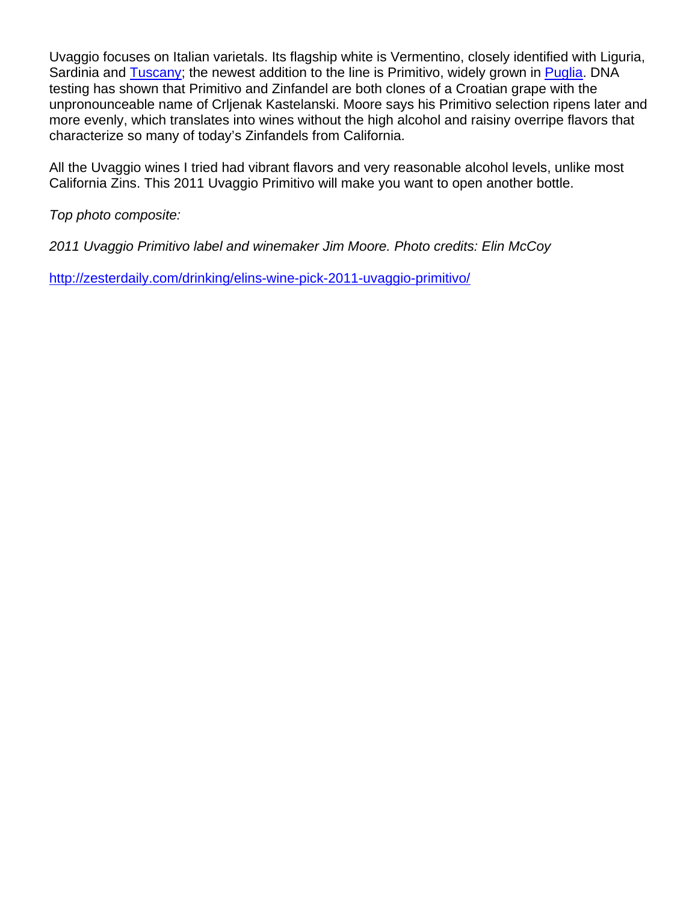Uvaggio focuses on Italian varietals. Its flagship white is Vermentino, closely identified with Liguria, Sardinia and [Tuscany](); the newest addition to the line is Primitivo, widely grown in [Puglia](). DNA testing has shown that Primitivo and Zinfandel are both clones of a Croatian grape with the unpronounceable name of Crljenak Kastelanski. Moore says his Primitivo selection ripens later and more evenly, which translates into wines without the high alcohol and raisiny overripe flavors that characterize so many of today's Zinfandels from California.

All the Uvaggio wines I tried had vibrant flavors and very reasonable alcohol levels, unlike most California Zins. This 2011 Uvaggio Primitivo will make you want to open another bottle.

*Top photo composite:*

*2011 Uvaggio Primitivo label and winemaker Jim Moore. Photo credits: Elin McCoy*

http://zesterdaily.com/drinking/elins-wine-pick-2011-uvaggio-primitivo/